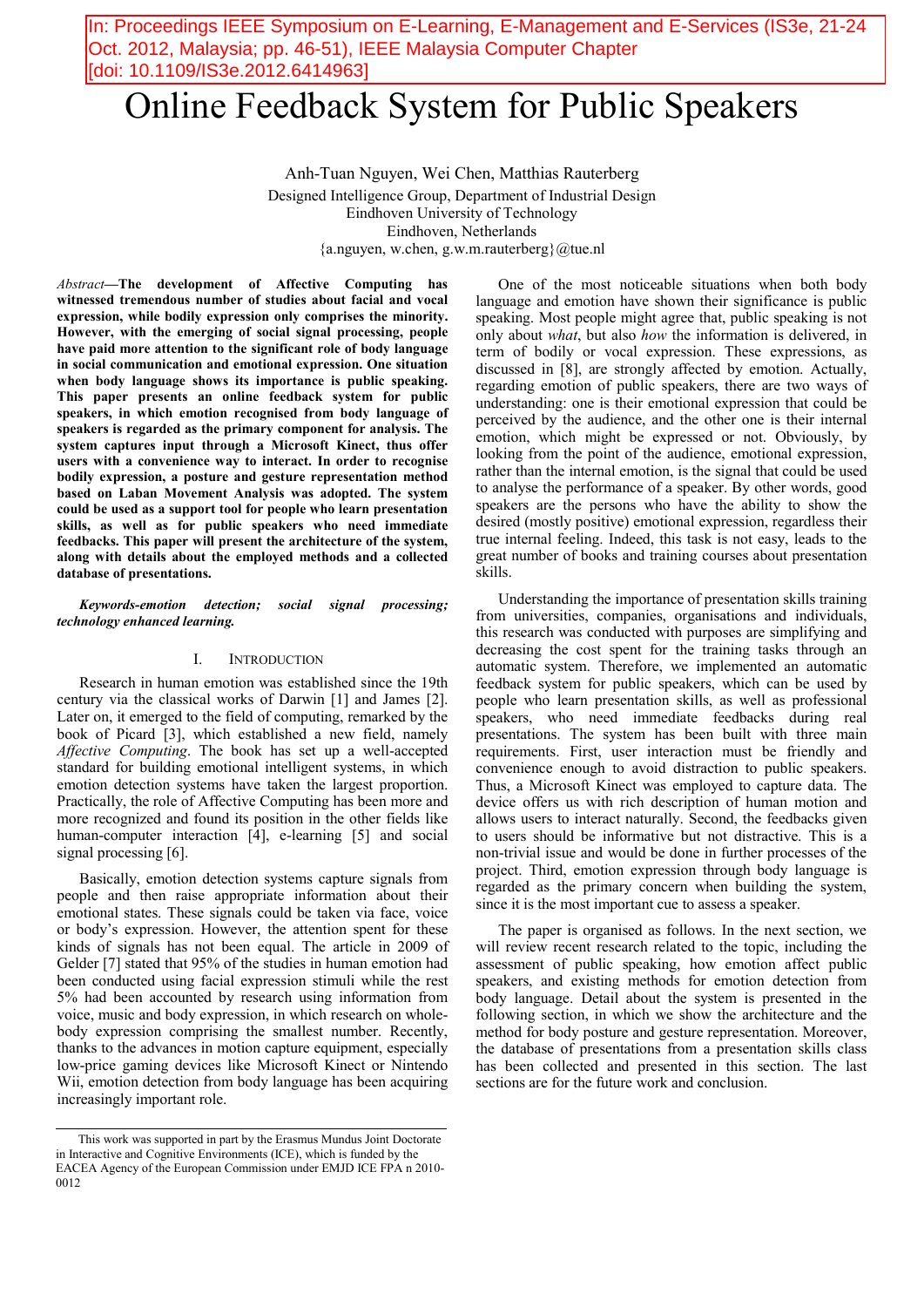In: Proceedings IEEE Symposium on E-Learning, E-Management and E-Services (IS3e, 21-24 Oct. 2012, Malaysia; pp. 46-51), IEEE Malaysia Computer Chapter [doi: 10.1109/IS3e.2012.6414963]

# Online Feedback System for Public Speakers

Anh-Tuan Nguyen, Wei Chen, Matthias Rauterberg
Designed Intelligence Group, Department of Industrial Design
Eindhoven University of Technology
Eindhoven, Netherlands
{a.nguyen, w.chen, g.w.m.rauterberg}@tue.nl

*Abstract*—**The development of Affective Computing has witnessed tremendous number of studies about facial and vocal expression, while bodily expression only comprises the minority. However, with the emerging of social signal processing, people have paid more attention to the significant role of body language in social communication and emotional expression. One situation when body language shows its importance is public speaking. This paper presents an online feedback system for public speakers, in which emotion recognised from body language of speakers is regarded as the primary component for analysis. The system captures input through a Microsoft Kinect, thus offer users with a convenience way to interact. In order to recognise bodily expression, a posture and gesture representation method based on Laban Movement Analysis was adopted. The system could be used as a support tool for people who learn presentation skills, as well as for public speakers who need immediate feedbacks. This paper will present the architecture of the system, along with details about the employed methods and a collected database of presentations.**

***Keywords-emotion detection; social signal processing; technology enhanced learning.***

## I. Introduction

Research in human emotion was established since the 19th century via the classical works of Darwin [1] and James [2]. Later on, it emerged to the field of computing, remarked by the book of Picard [3], which established a new field, namely *Affective Computing*. The book has set up a well-accepted standard for building emotional intelligent systems, in which emotion detection systems have taken the largest proportion. Practically, the role of Affective Computing has been more and more recognized and found its position in the other fields like human-computer interaction [4], e-learning [5] and social signal processing [6].

Basically, emotion detection systems capture signals from people and then raise appropriate information about their emotional states. These signals could be taken via face, voice or body's expression. However, the attention spent for these kinds of signals has not been equal. The article in 2009 of Gelder [7] stated that 95% of the studies in human emotion had been conducted using facial expression stimuli while the rest 5% had been accounted by research using information from voice, music and body expression, in which research on whole-body expression comprising the smallest number. Recently, thanks to the advances in motion capture equipment, especially low-price gaming devices like Microsoft Kinect or Nintendo Wii, emotion detection from body language has been acquiring increasingly important role.

One of the most noticeable situations when both body language and emotion have shown their significance is public speaking. Most people might agree that, public speaking is not only about *what*, but also *how* the information is delivered, in term of bodily or vocal expression. These expressions, as discussed in [8], are strongly affected by emotion. Actually, regarding emotion of public speakers, there are two ways of understanding: one is their emotional expression that could be perceived by the audience, and the other one is their internal emotion, which might be expressed or not. Obviously, by looking from the point of the audience, emotional expression, rather than the internal emotion, is the signal that could be used to analyse the performance of a speaker. By other words, good speakers are the persons who have the ability to show the desired (mostly positive) emotional expression, regardless their true internal feeling. Indeed, this task is not easy, leads to the great number of books and training courses about presentation skills.

Understanding the importance of presentation skills training from universities, companies, organisations and individuals, this research was conducted with purposes are simplifying and decreasing the cost spent for the training tasks through an automatic system. Therefore, we implemented an automatic feedback system for public speakers, which can be used by people who learn presentation skills, as well as professional speakers, who need immediate feedbacks during real presentations. The system has been built with three main requirements. First, user interaction must be friendly and convenience enough to avoid distraction to public speakers. Thus, a Microsoft Kinect was employed to capture data. The device offers us with rich description of human motion and allows users to interact naturally. Second, the feedbacks given to users should be informative but not distractive. This is a non-trivial issue and would be done in further processes of the project. Third, emotion expression through body language is regarded as the primary concern when building the system, since it is the most important cue to assess a speaker.

The paper is organised as follows. In the next section, we will review recent research related to the topic, including the assessment of public speaking, how emotion affect public speakers, and existing methods for emotion detection from body language. Detail about the system is presented in the following section, in which we show the architecture and the method for body posture and gesture representation. Moreover, the database of presentations from a presentation skills class has been collected and presented in this section. The last sections are for the future work and conclusion.

This work was supported in part by the Erasmus Mundus Joint Doctorate in Interactive and Cognitive Environments (ICE), which is funded by the EACEA Agency of the European Commission under EMJD ICE FPA n 2010-0012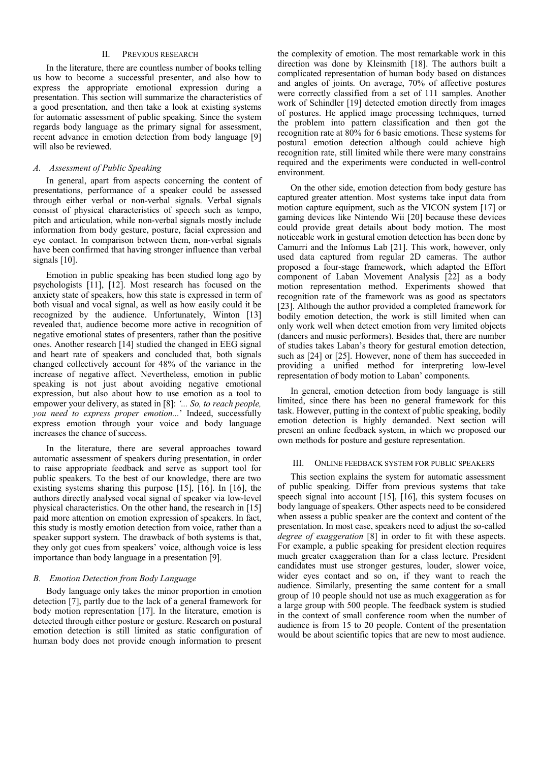## II. Previous research

In the literature, there are countless number of books telling us how to become a successful presenter, and also how to express the appropriate emotional expression during a presentation. This section will summarize the characteristics of a good presentation, and then take a look at existing systems for automatic assessment of public speaking. Since the system regards body language as the primary signal for assessment, recent advance in emotion detection from body language [9] will also be reviewed.

### A. Assessment of Public Speaking

In general, apart from aspects concerning the content of presentations, performance of a speaker could be assessed through either verbal or non-verbal signals. Verbal signals consist of physical characteristics of speech such as tempo, pitch and articulation, while non-verbal signals mostly include information from body gesture, posture, facial expression and eye contact. In comparison between them, non-verbal signals have been confirmed that having stronger influence than verbal signals [10].

Emotion in public speaking has been studied long ago by psychologists [11], [12]. Most research has focused on the anxiety state of speakers, how this state is expressed in term of both visual and vocal signal, as well as how easily could it be recognized by the audience. Unfortunately, Winton [13] revealed that, audience become more active in recognition of negative emotional states of presenters, rather than the positive ones. Another research [14] studied the changed in EEG signal and heart rate of speakers and concluded that, both signals changed collectively account for 48% of the variance in the increase of negative affect. Nevertheless, emotion in public speaking is not just about avoiding negative emotional expression, but also about how to use emotion as a tool to empower your delivery, as stated in [8]: *'... So, to reach people, you need to express proper emotion...'* Indeed, successfully express emotion through your voice and body language increases the chance of success.

In the literature, there are several approaches toward automatic assessment of speakers during presentation, in order to raise appropriate feedback and serve as support tool for public speakers. To the best of our knowledge, there are two existing systems sharing this purpose [15], [16]. In [16], the authors directly analysed vocal signal of speaker via low-level physical characteristics. On the other hand, the research in [15] paid more attention on emotion expression of speakers. In fact, this study is mostly emotion detection from voice, rather than a speaker support system. The drawback of both systems is that, they only got cues from speakers' voice, although voice is less importance than body language in a presentation [9].

### B. Emotion Detection from Body Language

Body language only takes the minor proportion in emotion detection [7], partly due to the lack of a general framework for body motion representation [17]. In the literature, emotion is detected through either posture or gesture. Research on postural emotion detection is still limited as static configuration of human body does not provide enough information to present the complexity of emotion. The most remarkable work in this direction was done by Kleinsmith [18]. The authors built a complicated representation of human body based on distances and angles of joints. On average, 70% of affective postures were correctly classified from a set of 111 samples. Another work of Schindler [19] detected emotion directly from images of postures. He applied image processing techniques, turned the problem into pattern classification and then got the recognition rate at 80% for 6 basic emotions. These systems for postural emotion detection although could achieve high recognition rate, still limited while there were many constrains required and the experiments were conducted in well-control environment.

On the other side, emotion detection from body gesture has captured greater attention. Most systems take input data from motion capture equipment, such as the VICON system [17] or gaming devices like Nintendo Wii [20] because these devices could provide great details about body motion. The most noticeable work in gestural emotion detection has been done by Camurri and the Infomus Lab [21]. This work, however, only used data captured from regular 2D cameras. The author proposed a four-stage framework, which adapted the Effort component of Laban Movement Analysis [22] as a body motion representation method. Experiments showed that recognition rate of the framework was as good as spectators [23]. Although the author provided a completed framework for bodily emotion detection, the work is still limited when can only work well when detect emotion from very limited objects (dancers and music performers). Besides that, there are number of studies takes Laban's theory for gestural emotion detection, such as [24] or [25]. However, none of them has succeeded in providing a unified method for interpreting low-level representation of body motion to Laban' components.

In general, emotion detection from body language is still limited, since there has been no general framework for this task. However, putting in the context of public speaking, bodily emotion detection is highly demanded. Next section will present an online feedback system, in which we proposed our own methods for posture and gesture representation.

## III. Online feedback system for public speakers

This section explains the system for automatic assessment of public speaking. Differ from previous systems that take speech signal into account [15], [16], this system focuses on body language of speakers. Other aspects need to be considered when assess a public speaker are the context and content of the presentation. In most case, speakers need to adjust the so-called *degree of exaggeration* [8] in order to fit with these aspects. For example, a public speaking for president election requires much greater exaggeration than for a class lecture. President candidates must use stronger gestures, louder, slower voice, wider eyes contact and so on, if they want to reach the audience. Similarly, presenting the same content for a small group of 10 people should not use as much exaggeration as for a large group with 500 people. The feedback system is studied in the context of small conference room when the number of audience is from 15 to 20 people. Content of the presentation would be about scientific topics that are new to most audience.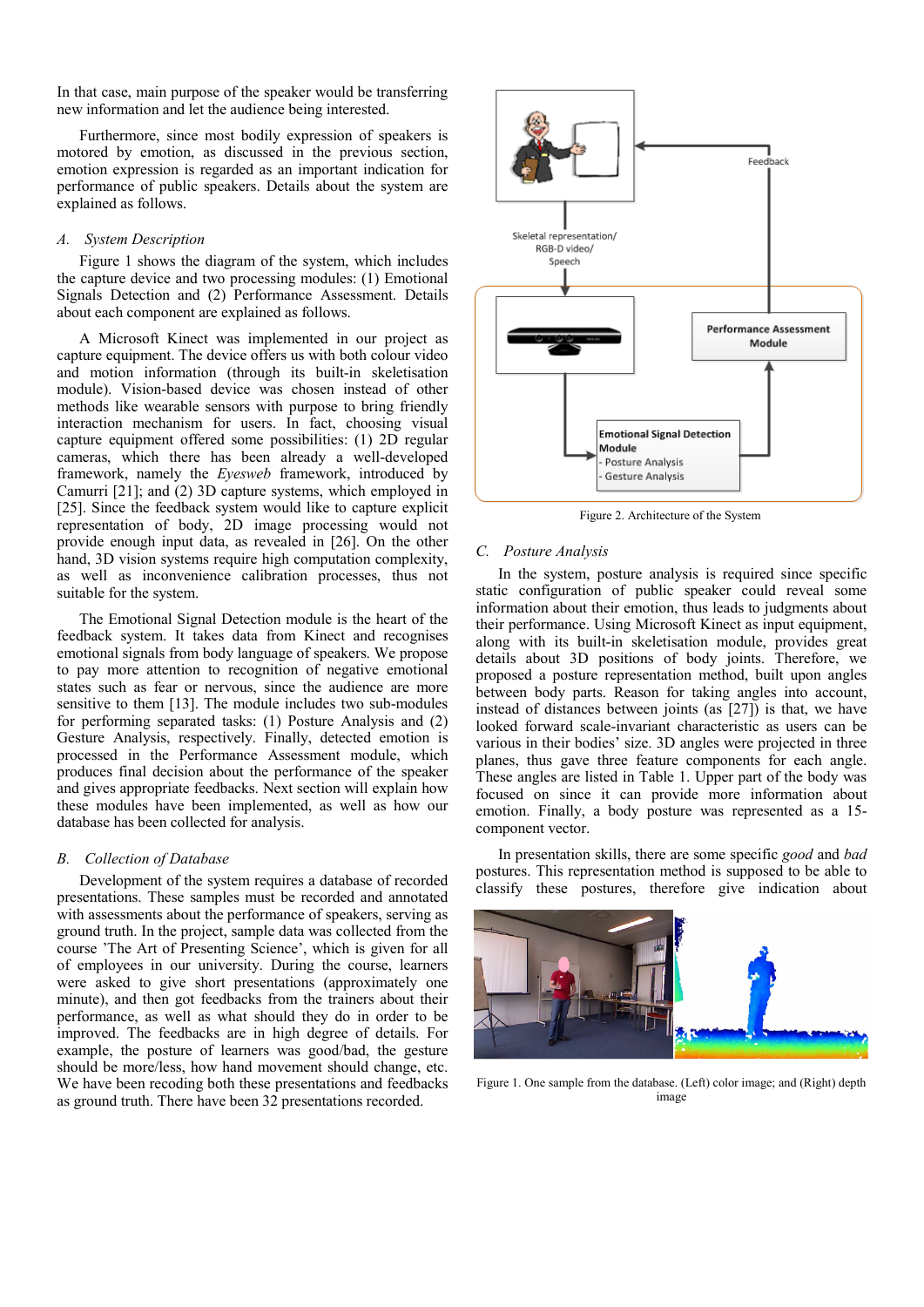In that case, main purpose of the speaker would be transferring new information and let the audience being interested.

Furthermore, since most bodily expression of speakers is motored by emotion, as discussed in the previous section, emotion expression is regarded as an important indication for performance of public speakers. Details about the system are explained as follows.

### *A. System Description*

Figure 1 shows the diagram of the system, which includes the capture device and two processing modules: (1) Emotional Signals Detection and (2) Performance Assessment. Details about each component are explained as follows.

A Microsoft Kinect was implemented in our project as capture equipment. The device offers us with both colour video and motion information (through its built-in skeletisation module). Vision-based device was chosen instead of other methods like wearable sensors with purpose to bring friendly interaction mechanism for users. In fact, choosing visual capture equipment offered some possibilities: (1) 2D regular cameras, which there has been already a well-developed framework, namely the *Eyesweb* framework, introduced by Camurri [21]; and (2) 3D capture systems, which employed in [25]. Since the feedback system would like to capture explicit representation of body, 2D image processing would not provide enough input data, as revealed in [26]. On the other hand, 3D vision systems require high computation complexity, as well as inconvenience calibration processes, thus not suitable for the system.

The Emotional Signal Detection module is the heart of the feedback system. It takes data from Kinect and recognises emotional signals from body language of speakers. We propose to pay more attention to recognition of negative emotional states such as fear or nervous, since the audience are more sensitive to them [13]. The module includes two sub-modules for performing separated tasks: (1) Posture Analysis and (2) Gesture Analysis, respectively. Finally, detected emotion is processed in the Performance Assessment module, which produces final decision about the performance of the speaker and gives appropriate feedbacks. Next section will explain how these modules have been implemented, as well as how our database has been collected for analysis.

### *B. Collection of Database*

Development of the system requires a database of recorded presentations. These samples must be recorded and annotated with assessments about the performance of speakers, serving as ground truth. In the project, sample data was collected from the course 'The Art of Presenting Science', which is given for all of employees in our university. During the course, learners were asked to give short presentations (approximately one minute), and then got feedbacks from the trainers about their performance, as well as what should they do in order to be improved. The feedbacks are in high degree of details. For example, the posture of learners was good/bad, the gesture should be more/less, how hand movement should change, etc. We have been recoding both these presentations and feedbacks as ground truth. There have been 32 presentations recorded.

Feedback

Skeletal representation/
RGB-D video/
Speech

Performance Assessment Module

Emotional Signal Detection Module
- Posture Analysis
- Gesture Analysis

Figure 2. Architecture of the System

### *C. Posture Analysis*

In the system, posture analysis is required since specific static configuration of public speaker could reveal some information about their emotion, thus leads to judgments about their performance. Using Microsoft Kinect as input equipment, along with its built-in skeletisation module, provides great details about 3D positions of body joints. Therefore, we proposed a posture representation method, built upon angles between body parts. Reason for taking angles into account, instead of distances between joints (as [27]) is that, we have looked forward scale-invariant characteristic as users can be various in their bodies' size. 3D angles were projected in three planes, thus gave three feature components for each angle. These angles are listed in Table 1. Upper part of the body was focused on since it can provide more information about emotion. Finally, a body posture was represented as a 15-component vector.

In presentation skills, there are some specific *good* and *bad* postures. This representation method is supposed to be able to classify these postures, therefore give indication about

Figure 1. One sample from the database. (Left) color image; and (Right) depth image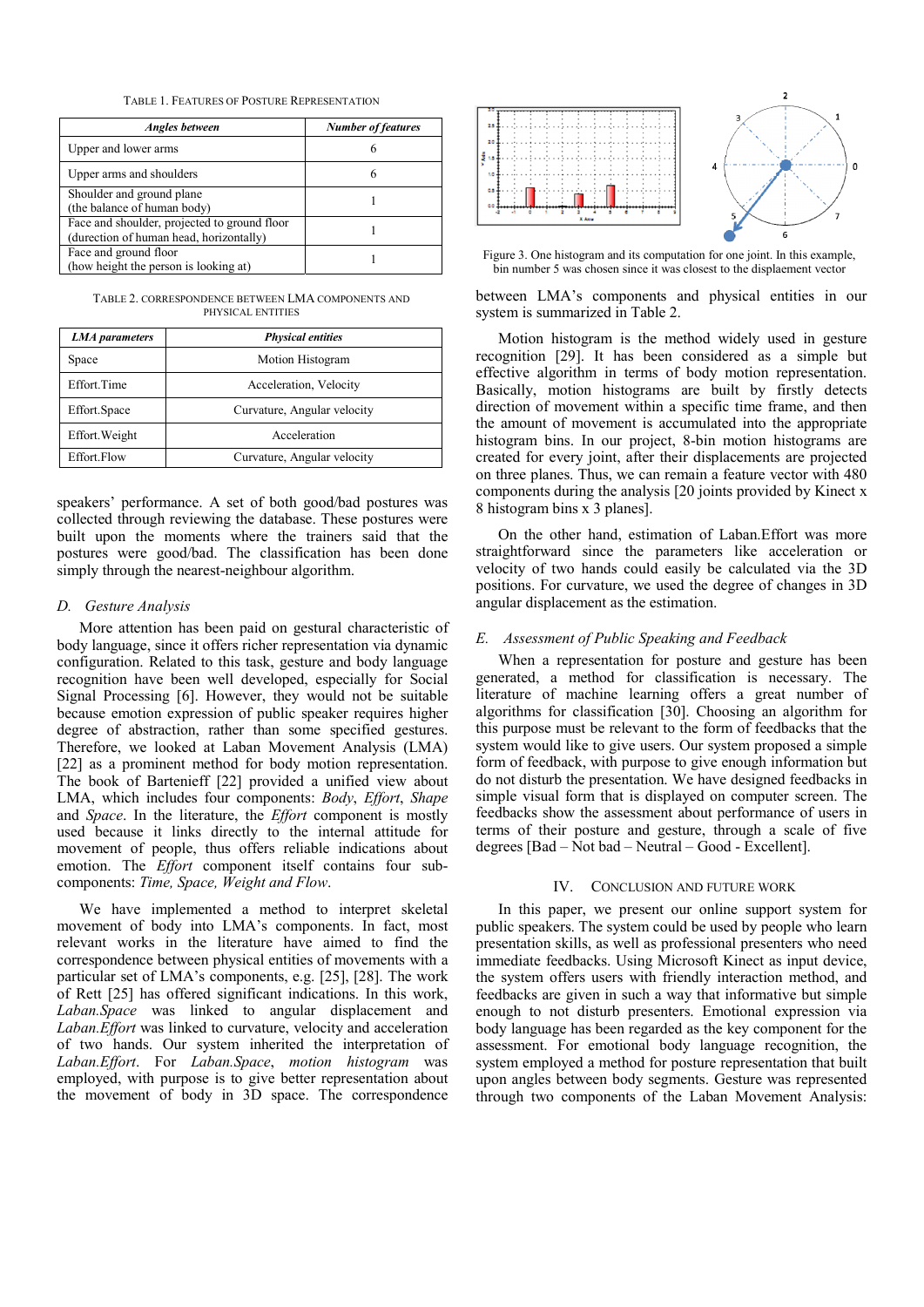TABLE 1. FEATURES OF POSTURE REPRESENTATION

| *Angles between* | *Number of features* |
|---|---|
| Upper and lower arms | 6 |
| Upper arms and shoulders | 6 |
| Shoulder and ground plane (the balance of human body) | 1 |
| Face and shoulder, projected to ground floor (durection of human head, horizontally) | 1 |
| Face and ground floor (how height the person is looking at) | 1 |

TABLE 2. CORRESPONDENCE BETWEEN LMA COMPONENTS AND PHYSICAL ENTITIES

| *LMA parameters* | *Physical entities* |
|---|---|
| Space | Motion Histogram |
| Effort.Time | Acceleration, Velocity |
| Effort.Space | Curvature, Angular velocity |
| Effort.Weight | Acceleration |
| Effort.Flow | Curvature, Angular velocity |

speakers' performance. A set of both good/bad postures was collected through reviewing the database. These postures were built upon the moments where the trainers said that the postures were good/bad. The classification has been done simply through the nearest-neighbour algorithm.

### D. Gesture Analysis

More attention has been paid on gestural characteristic of body language, since it offers richer representation via dynamic configuration. Related to this task, gesture and body language recognition have been well developed, especially for Social Signal Processing [6]. However, they would not be suitable because emotion expression of public speaker requires higher degree of abstraction, rather than some specified gestures. Therefore, we looked at Laban Movement Analysis (LMA) [22] as a prominent method for body motion representation. The book of Bartenieff [22] provided a unified view about LMA, which includes four components: *Body*, *Effort*, *Shape* and *Space*. In the literature, the *Effort* component is mostly used because it links directly to the internal attitude for movement of people, thus offers reliable indications about emotion. The *Effort* component itself contains four sub-components: *Time, Space, Weight and Flow*.

We have implemented a method to interpret skeletal movement of body into LMA's components. In fact, most relevant works in the literature have aimed to find the correspondence between physical entities of movements with a particular set of LMA's components, e.g. [25], [28]. The work of Rett [25] has offered significant indications. In this work, *Laban.Space* was linked to angular displacement and *Laban.Effort* was linked to curvature, velocity and acceleration of two hands. Our system inherited the interpretation of *Laban.Effort*. For *Laban.Space*, *motion histogram* was employed, with purpose to give better representation about the movement of body in 3D space. The correspondence between LMA's components and physical entities in our system is summarized in Table 2.

Figure 3. One histogram and its computation for one joint. In this example, bin number 5 was chosen since it was closest to the displaement vector

Motion histogram is the method widely used in gesture recognition [29]. It has been considered as a simple but effective algorithm in terms of body motion representation. Basically, motion histograms are built by firstly detects direction of movement within a specific time frame, and then the amount of movement is accumulated into the appropriate histogram bins. In our project, 8-bin motion histograms are created for every joint, after their displacements are projected on three planes. Thus, we can remain a feature vector with 480 components during the analysis [20 joints provided by Kinect x 8 histogram bins x 3 planes].

On the other hand, estimation of Laban.Effort was more straightforward since the parameters like acceleration or velocity of two hands could easily be calculated via the 3D positions. For curvature, we used the degree of changes in 3D angular displacement as the estimation.

### E. Assessment of Public Speaking and Feedback

When a representation for posture and gesture has been generated, a method for classification is necessary. The literature of machine learning offers a great number of algorithms for classification [30]. Choosing an algorithm for this purpose must be relevant to the form of feedbacks that the system would like to give users. Our system proposed a simple form of feedback, with purpose to give enough information but do not disturb the presentation. We have designed feedbacks in simple visual form that is displayed on computer screen. The feedbacks show the assessment about performance of users in terms of their posture and gesture, through a scale of five degrees [Bad – Not bad – Neutral – Good - Excellent].

## IV. CONCLUSION AND FUTURE WORK

In this paper, we present our online support system for public speakers. The system could be used by people who learn presentation skills, as well as professional presenters who need immediate feedbacks. Using Microsoft Kinect as input device, the system offers users with friendly interaction method, and feedbacks are given in such a way that informative but simple enough to not disturb presenters. Emotional expression via body language has been regarded as the key component for the assessment. For emotional body language recognition, the system employed a method for posture representation that built upon angles between body segments. Gesture was represented through two components of the Laban Movement Analysis: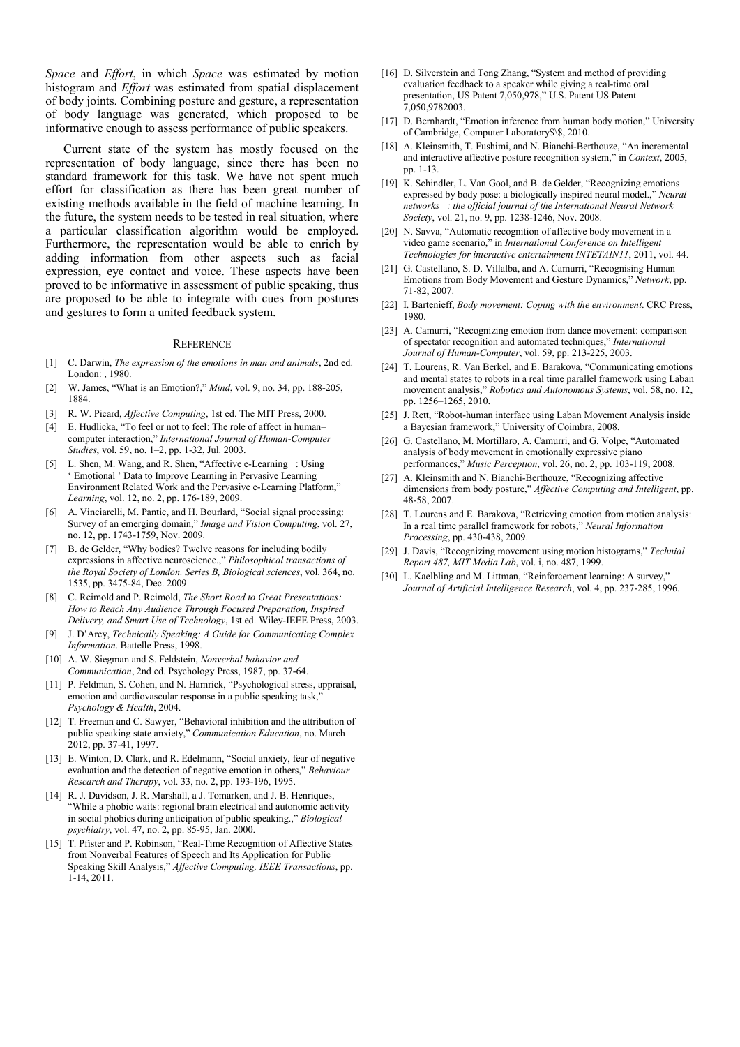*Space* and *Effort*, in which *Space* was estimated by motion histogram and *Effort* was estimated from spatial displacement of body joints. Combining posture and gesture, a representation of body language was generated, which proposed to be informative enough to assess performance of public speakers.

Current state of the system has mostly focused on the representation of body language, since there has been no standard framework for this task. We have not spent much effort for classification as there has been great number of existing methods available in the field of machine learning. In the future, the system needs to be tested in real situation, where a particular classification algorithm would be employed. Furthermore, the representation would be able to enrich by adding information from other aspects such as facial expression, eye contact and voice. These aspects have been proved to be informative in assessment of public speaking, thus are proposed to be able to integrate with cues from postures and gestures to form a united feedback system.

## REFERENCE

[1] C. Darwin, *The expression of the emotions in man and animals*, 2nd ed. London: , 1980.

[2] W. James, "What is an Emotion?," *Mind*, vol. 9, no. 34, pp. 188-205, 1884.

[3] R. W. Picard, *Affective Computing*, 1st ed. The MIT Press, 2000.

[4] E. Hudlicka, "To feel or not to feel: The role of affect in human–computer interaction," *International Journal of Human-Computer Studies*, vol. 59, no. 1–2, pp. 1-32, Jul. 2003.

[5] L. Shen, M. Wang, and R. Shen, "Affective e-Learning : Using ' Emotional ' Data to Improve Learning in Pervasive Learning Environment Related Work and the Pervasive e-Learning Platform," *Learning*, vol. 12, no. 2, pp. 176-189, 2009.

[6] A. Vinciarelli, M. Pantic, and H. Bourlard, "Social signal processing: Survey of an emerging domain," *Image and Vision Computing*, vol. 27, no. 12, pp. 1743-1759, Nov. 2009.

[7] B. de Gelder, "Why bodies? Twelve reasons for including bodily expressions in affective neuroscience.," *Philosophical transactions of the Royal Society of London. Series B, Biological sciences*, vol. 364, no. 1535, pp. 3475-84, Dec. 2009.

[8] C. Reimold and P. Reimold, *The Short Road to Great Presentations: How to Reach Any Audience Through Focused Preparation, Inspired Delivery, and Smart Use of Technology*, 1st ed. Wiley-IEEE Press, 2003.

[9] J. D'Arcy, *Technically Speaking: A Guide for Communicating Complex Information*. Battelle Press, 1998.

[10] A. W. Siegman and S. Feldstein, *Nonverbal bahavior and Communication*, 2nd ed. Psychology Press, 1987, pp. 37-64.

[11] P. Feldman, S. Cohen, and N. Hamrick, "Psychological stress, appraisal, emotion and cardiovascular response in a public speaking task," *Psychology & Health*, 2004.

[12] T. Freeman and C. Sawyer, "Behavioral inhibition and the attribution of public speaking state anxiety," *Communication Education*, no. March 2012, pp. 37-41, 1997.

[13] E. Winton, D. Clark, and R. Edelmann, "Social anxiety, fear of negative evaluation and the detection of negative emotion in others," *Behaviour Research and Therapy*, vol. 33, no. 2, pp. 193-196, 1995.

[14] R. J. Davidson, J. R. Marshall, a J. Tomarken, and J. B. Henriques, "While a phobic waits: regional brain electrical and autonomic activity in social phobics during anticipation of public speaking.," *Biological psychiatry*, vol. 47, no. 2, pp. 85-95, Jan. 2000.

[15] T. Pfister and P. Robinson, "Real-Time Recognition of Affective States from Nonverbal Features of Speech and Its Application for Public Speaking Skill Analysis," *Affective Computing, IEEE Transactions*, pp. 1-14, 2011.

[16] D. Silverstein and Tong Zhang, "System and method of providing evaluation feedback to a speaker while giving a real-time oral presentation, US Patent 7,050,978," U.S. Patent US Patent 7,050,9782003.

[17] D. Bernhardt, "Emotion inference from human body motion," University of Cambridge, Computer Laboratory$\$, 2010.

[18] A. Kleinsmith, T. Fushimi, and N. Bianchi-Berthouze, "An incremental and interactive affective posture recognition system," in *Context*, 2005, pp. 1-13.

[19] K. Schindler, L. Van Gool, and B. de Gelder, "Recognizing emotions expressed by body pose: a biologically inspired neural model.," *Neural networks : the official journal of the International Neural Network Society*, vol. 21, no. 9, pp. 1238-1246, Nov. 2008.

[20] N. Savva, "Automatic recognition of affective body movement in a video game scenario," in *International Conference on Intelligent Technologies for interactive entertainment INTETAIN11*, 2011, vol. 44.

[21] G. Castellano, S. D. Villalba, and A. Camurri, "Recognising Human Emotions from Body Movement and Gesture Dynamics," *Network*, pp. 71-82, 2007.

[22] I. Bartenieff, *Body movement: Coping with the environment*. CRC Press, 1980.

[23] A. Camurri, "Recognizing emotion from dance movement: comparison of spectator recognition and automated techniques," *International Journal of Human-Computer*, vol. 59, pp. 213-225, 2003.

[24] T. Lourens, R. Van Berkel, and E. Barakova, "Communicating emotions and mental states to robots in a real time parallel framework using Laban movement analysis," *Robotics and Autonomous Systems*, vol. 58, no. 12, pp. 1256–1265, 2010.

[25] J. Rett, "Robot-human interface using Laban Movement Analysis inside a Bayesian framework," University of Coimbra, 2008.

[26] G. Castellano, M. Mortillaro, A. Camurri, and G. Volpe, "Automated analysis of body movement in emotionally expressive piano performances," *Music Perception*, vol. 26, no. 2, pp. 103-119, 2008.

[27] A. Kleinsmith and N. Bianchi-Berthouze, "Recognizing affective dimensions from body posture," *Affective Computing and Intelligent*, pp. 48-58, 2007.

[28] T. Lourens and E. Barakova, "Retrieving emotion from motion analysis: In a real time parallel framework for robots," *Neural Information Processing*, pp. 430-438, 2009.

[29] J. Davis, "Recognizing movement using motion histograms," *Technial Report 487, MIT Media Lab*, vol. i, no. 487, 1999.

[30] L. Kaelbling and M. Littman, "Reinforcement learning: A survey," *Journal of Artificial Intelligence Research*, vol. 4, pp. 237-285, 1996.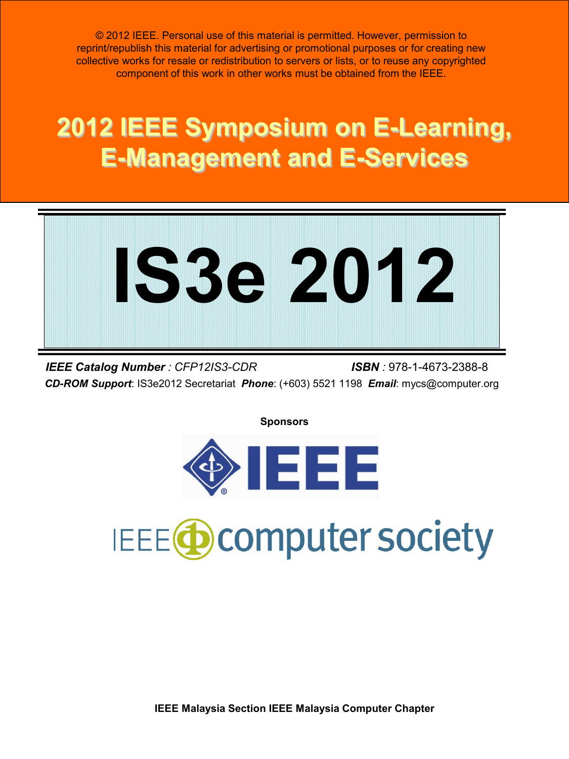© 2012 IEEE. Personal use of this material is permitted. However, permission to reprint/republish this material for advertising or promotional purposes or for creating new collective works for resale or redistribution to servers or lists, or to reuse any copyrighted component of this work in other works must be obtained from the IEEE.

# 2012 IEEE Symposium on E-Learning, E-Management and E-Services

# IS3e 2012

***IEEE Catalog Number*** : *CFP12IS3-CDR* ***ISBN*** : 978-1-4673-2388-8

***CD-ROM Support***: IS3e2012 Secretariat ***Phone***: (+603) 5521 1198 ***Email***: mycs@computer.org

**Sponsors**

IEEE

IEEE computer society

**IEEE Malaysia Section IEEE Malaysia Computer Chapter**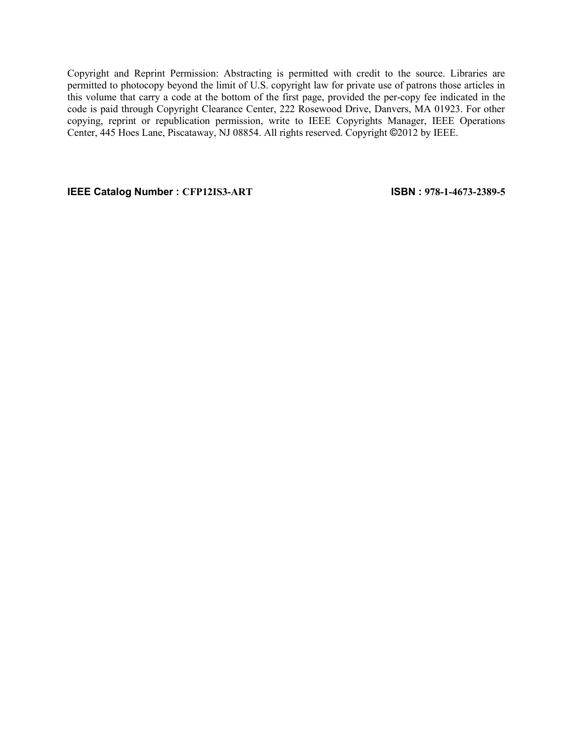Copyright and Reprint Permission: Abstracting is permitted with credit to the source. Libraries are permitted to photocopy beyond the limit of U.S. copyright law for private use of patrons those articles in this volume that carry a code at the bottom of the first page, provided the per-copy fee indicated in the code is paid through Copyright Clearance Center, 222 Rosewood Drive, Danvers, MA 01923. For other copying, reprint or republication permission, write to IEEE Copyrights Manager, IEEE Operations Center, 445 Hoes Lane, Piscataway, NJ 08854. All rights reserved. Copyright ©2012 by IEEE.

**IEEE Catalog Number : CFP12IS3-ART** **ISBN : 978-1-4673-2389-5**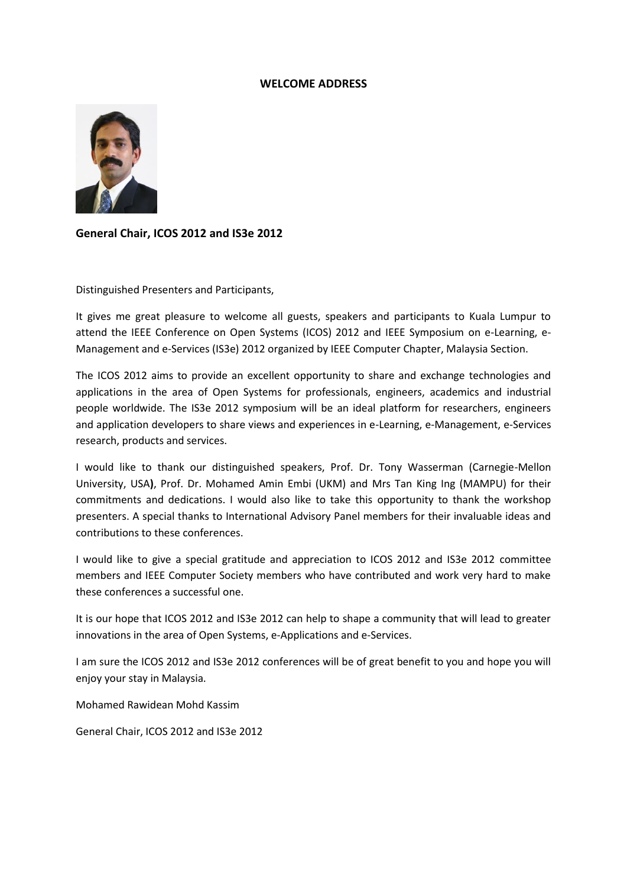# WELCOME ADDRESS

**General Chair, ICOS 2012 and IS3e 2012**

Distinguished Presenters and Participants,

It gives me great pleasure to welcome all guests, speakers and participants to Kuala Lumpur to attend the IEEE Conference on Open Systems (ICOS) 2012 and IEEE Symposium on e-Learning, e-Management and e-Services (IS3e) 2012 organized by IEEE Computer Chapter, Malaysia Section.

The ICOS 2012 aims to provide an excellent opportunity to share and exchange technologies and applications in the area of Open Systems for professionals, engineers, academics and industrial people worldwide. The IS3e 2012 symposium will be an ideal platform for researchers, engineers and application developers to share views and experiences in e-Learning, e-Management, e-Services research, products and services.

I would like to thank our distinguished speakers, Prof. Dr. Tony Wasserman (Carnegie-Mellon University, USA**)**, Prof. Dr. Mohamed Amin Embi (UKM) and Mrs Tan King Ing (MAMPU) for their commitments and dedications. I would also like to take this opportunity to thank the workshop presenters. A special thanks to International Advisory Panel members for their invaluable ideas and contributions to these conferences.

I would like to give a special gratitude and appreciation to ICOS 2012 and IS3e 2012 committee members and IEEE Computer Society members who have contributed and work very hard to make these conferences a successful one.

It is our hope that ICOS 2012 and IS3e 2012 can help to shape a community that will lead to greater innovations in the area of Open Systems, e-Applications and e-Services.

I am sure the ICOS 2012 and IS3e 2012 conferences will be of great benefit to you and hope you will enjoy your stay in Malaysia.

Mohamed Rawidean Mohd Kassim

General Chair, ICOS 2012 and IS3e 2012